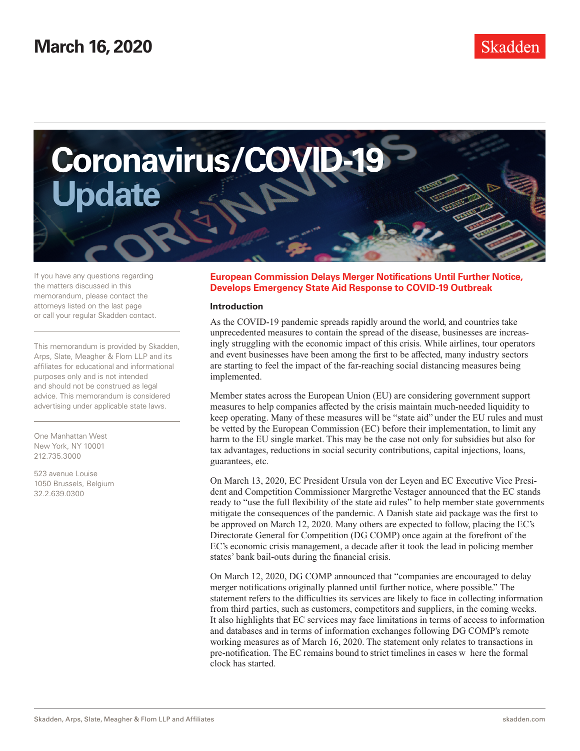March 16, 2020

# Coronavirus/COVID-19 Update

If you have any questions regarding the matters discussed in this memorandum, please contact the attorneys listed on the last page or call your regular Skadden contact.

This memorandum is provided by Skadden, Arps, Slate, Meagher & Flom LLP and its affiliates for educational and informational purposes only and is not intended and should not be construed as legal advice. This memorandum is considered advertising under applicable state laws.

One Manhattan West
New York, NY 10001
212.735.3000

523 avenue Louise
1050 Brussels, Belgium
32.2.639.0300

## European Commission Delays Merger Notifications Until Further Notice, Develops Emergency State Aid Response to COVID-19 Outbreak

### Introduction

As the COVID-19 pandemic spreads rapidly around the world, and countries take unprecedented measures to contain the spread of the disease, businesses are increasingly struggling with the economic impact of this crisis. While airlines, tour operators and event businesses have been among the first to be affected, many industry sectors are starting to feel the impact of the far-reaching social distancing measures being implemented.

Member states across the European Union (EU) are considering government support measures to help companies affected by the crisis maintain much-needed liquidity to keep operating. Many of these measures will be "state aid" under the EU rules and must be vetted by the European Commission (EC) before their implementation, to limit any harm to the EU single market. This may be the case not only for subsidies but also for tax advantages, reductions in social security contributions, capital injections, loans, guarantees, etc.

On March 13, 2020, EC President Ursula von der Leyen and EC Executive Vice President and Competition Commissioner Margrethe Vestager announced that the EC stands ready to "use the full flexibility of the state aid rules" to help member state governments mitigate the consequences of the pandemic. A Danish state aid package was the first to be approved on March 12, 2020. Many others are expected to follow, placing the EC's Directorate General for Competition (DG COMP) once again at the forefront of the EC's economic crisis management, a decade after it took the lead in policing member states' bank bail-outs during the financial crisis.

On March 12, 2020, DG COMP announced that "companies are encouraged to delay merger notifications originally planned until further notice, where possible." The statement refers to the difficulties its services are likely to face in collecting information from third parties, such as customers, competitors and suppliers, in the coming weeks. It also highlights that EC services may face limitations in terms of access to information and databases and in terms of information exchanges following DG COMP's remote working measures as of March 16, 2020. The statement only relates to transactions in pre-notification. The EC remains bound to strict timelines in cases w here the formal clock has started.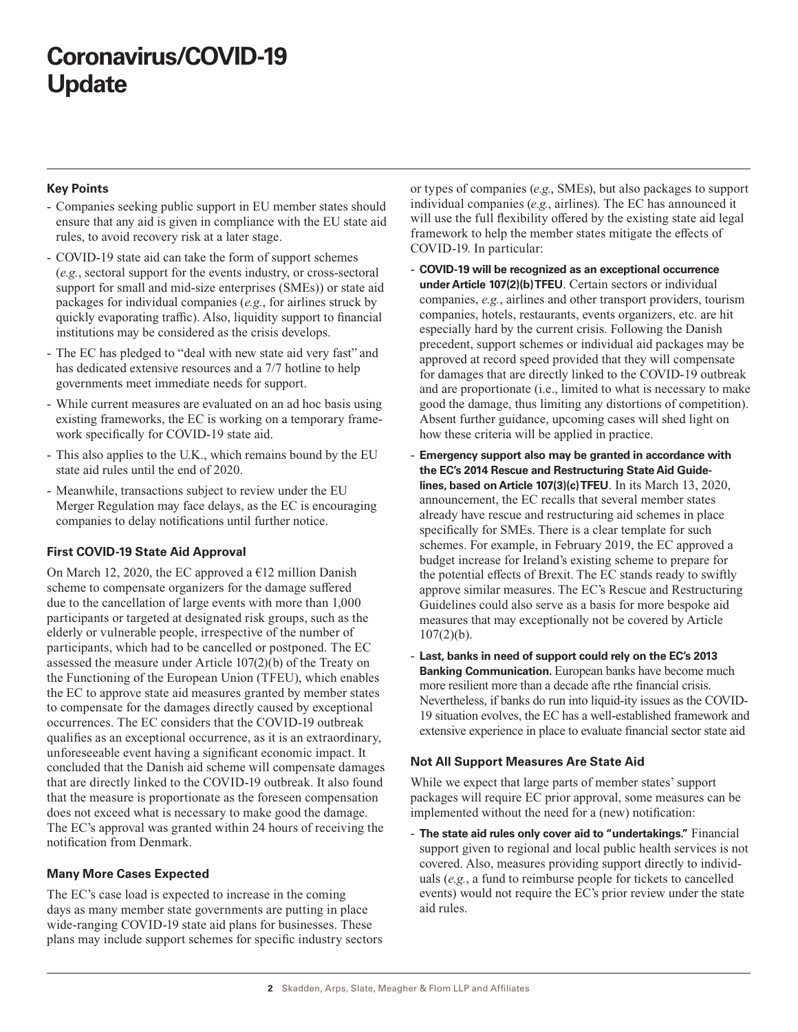# Coronavirus/COVID-19 Update

### Key Points

- Companies seeking public support in EU member states should ensure that any aid is given in compliance with the EU state aid rules, to avoid recovery risk at a later stage.
- COVID-19 state aid can take the form of support schemes (*e.g.*, sectoral support for the events industry, or cross-sectoral support for small and mid-size enterprises (SMEs)) or state aid packages for individual companies (*e.g.*, for airlines struck by quickly evaporating traffic). Also, liquidity support to financial institutions may be considered as the crisis develops.
- The EC has pledged to "deal with new state aid very fast" and has dedicated extensive resources and a 7/7 hotline to help governments meet immediate needs for support.
- While current measures are evaluated on an ad hoc basis using existing frameworks, the EC is working on a temporary framework specifically for COVID-19 state aid.
- This also applies to the U.K., which remains bound by the EU state aid rules until the end of 2020.
- Meanwhile, transactions subject to review under the EU Merger Regulation may face delays, as the EC is encouraging companies to delay notifications until further notice.

### First COVID-19 State Aid Approval

On March 12, 2020, the EC approved a €12 million Danish scheme to compensate organizers for the damage suffered due to the cancellation of large events with more than 1,000 participants or targeted at designated risk groups, such as the elderly or vulnerable people, irrespective of the number of participants, which had to be cancelled or postponed. The EC assessed the measure under Article 107(2)(b) of the Treaty on the Functioning of the European Union (TFEU), which enables the EC to approve state aid measures granted by member states to compensate for the damages directly caused by exceptional occurrences. The EC considers that the COVID-19 outbreak qualifies as an exceptional occurrence, as it is an extraordinary, unforeseeable event having a significant economic impact. It concluded that the Danish aid scheme will compensate damages that are directly linked to the COVID-19 outbreak. It also found that the measure is proportionate as the foreseen compensation does not exceed what is necessary to make good the damage. The EC's approval was granted within 24 hours of receiving the notification from Denmark.

### Many More Cases Expected

The EC's case load is expected to increase in the coming days as many member state governments are putting in place wide-ranging COVID-19 state aid plans for businesses. These plans may include support schemes for specific industry sectors or types of companies (*e.g.*, SMEs), but also packages to support individual companies (*e.g.*, airlines). The EC has announced it will use the full flexibility offered by the existing state aid legal framework to help the member states mitigate the effects of COVID-19. In particular:

- **COVID-19 will be recognized as an exceptional occurrence under Article 107(2)(b) TFEU**. Certain sectors or individual companies, *e.g.*, airlines and other transport providers, tourism companies, hotels, restaurants, events organizers, etc. are hit especially hard by the current crisis. Following the Danish precedent, support schemes or individual aid packages may be approved at record speed provided that they will compensate for damages that are directly linked to the COVID-19 outbreak and are proportionate (i.e., limited to what is necessary to make good the damage, thus limiting any distortions of competition). Absent further guidance, upcoming cases will shed light on how these criteria will be applied in practice.
- **Emergency support also may be granted in accordance with the EC's 2014 Rescue and Restructuring State Aid Guidelines, based on Article 107(3)(c) TFEU**. In its March 13, 2020, announcement, the EC recalls that several member states already have rescue and restructuring aid schemes in place specifically for SMEs. There is a clear template for such schemes. For example, in February 2019, the EC approved a budget increase for Ireland's existing scheme to prepare for the potential effects of Brexit. The EC stands ready to swiftly approve similar measures. The EC's Rescue and Restructuring Guidelines could also serve as a basis for more bespoke aid measures that may exceptionally not be covered by Article 107(2)(b).
- **Last, banks in need of support could rely on the EC's 2013 Banking Communication.** European banks have become much more resilient more than a decade afte rthe financial crisis. Nevertheless, if banks do run into liquid-ity issues as the COVID-19 situation evolves, the EC has a well-established framework and extensive experience in place to evaluate financial sector state aid

### Not All Support Measures Are State Aid

While we expect that large parts of member states' support packages will require EC prior approval, some measures can be implemented without the need for a (new) notification:

- **The state aid rules only cover aid to "undertakings."** Financial support given to regional and local public health services is not covered. Also, measures providing support directly to individuals (*e.g.*, a fund to reimburse people for tickets to cancelled events) would not require the EC's prior review under the state aid rules.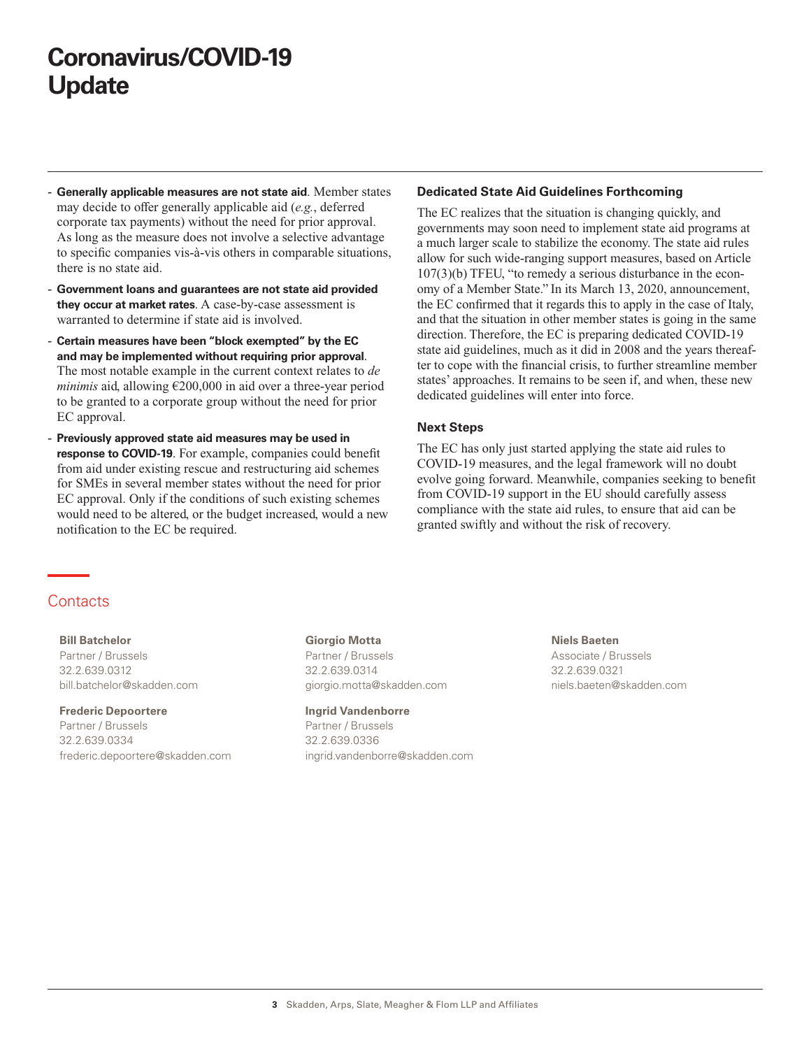# Coronavirus/COVID-19 Update

- **Generally applicable measures are not state aid**. Member states may decide to offer generally applicable aid (*e.g.*, deferred corporate tax payments) without the need for prior approval. As long as the measure does not involve a selective advantage to specific companies vis-à-vis others in comparable situations, there is no state aid.
- **Government loans and guarantees are not state aid provided they occur at market rates**. A case-by-case assessment is warranted to determine if state aid is involved.
- **Certain measures have been "block exempted" by the EC and may be implemented without requiring prior approval**. The most notable example in the current context relates to *de minimis* aid, allowing €200,000 in aid over a three-year period to be granted to a corporate group without the need for prior EC approval.
- **Previously approved state aid measures may be used in response to COVID-19**. For example, companies could benefit from aid under existing rescue and restructuring aid schemes for SMEs in several member states without the need for prior EC approval. Only if the conditions of such existing schemes would need to be altered, or the budget increased, would a new notification to the EC be required.

### Dedicated State Aid Guidelines Forthcoming

The EC realizes that the situation is changing quickly, and governments may soon need to implement state aid programs at a much larger scale to stabilize the economy. The state aid rules allow for such wide-ranging support measures, based on Article 107(3)(b) TFEU, "to remedy a serious disturbance in the economy of a Member State." In its March 13, 2020, announcement, the EC confirmed that it regards this to apply in the case of Italy, and that the situation in other member states is going in the same direction. Therefore, the EC is preparing dedicated COVID-19 state aid guidelines, much as it did in 2008 and the years thereafter to cope with the financial crisis, to further streamline member states' approaches. It remains to be seen if, and when, these new dedicated guidelines will enter into force.

### Next Steps

The EC has only just started applying the state aid rules to COVID-19 measures, and the legal framework will no doubt evolve going forward. Meanwhile, companies seeking to benefit from COVID-19 support in the EU should carefully assess compliance with the state aid rules, to ensure that aid can be granted swiftly and without the risk of recovery.

## Contacts

**Bill Batchelor**
Partner / Brussels
32.2.639.0312
bill.batchelor@skadden.com

**Frederic Depoortere**
Partner / Brussels
32.2.639.0334
frederic.depoortere@skadden.com

**Giorgio Motta**
Partner / Brussels
32.2.639.0314
giorgio.motta@skadden.com

**Ingrid Vandenborre**
Partner / Brussels
32.2.639.0336
ingrid.vandenborre@skadden.com

**Niels Baeten**
Associate / Brussels
32.2.639.0321
niels.baeten@skadden.com